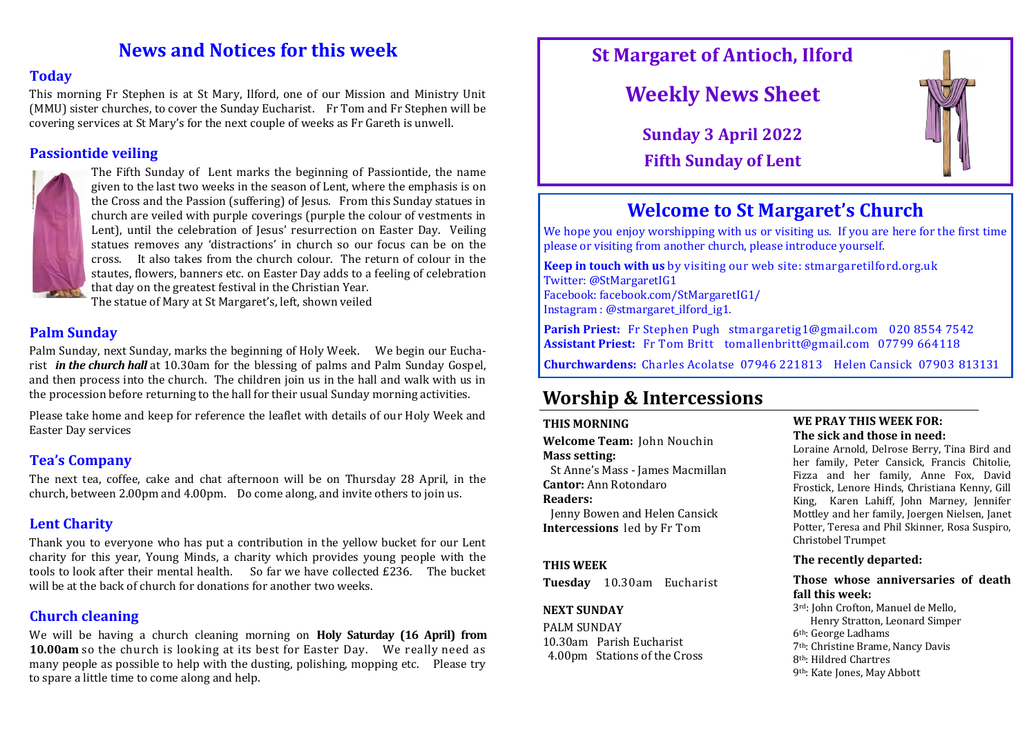# News and Notices for this week

## Today

This morning Fr Stephen is at St Mary, Ilford, one of our Mission and Ministry Unit (MMU) sister churches, to cover the Sunday Eucharist. Fr Tom and Fr Stephen will be covering services at St Mary's for the next couple of weeks as Fr Gareth is unwell.

## Passiontide veiling

The Fifth Sunday of Lent marks the beginning of Passiontide, the name given to the last two weeks in the season of Lent, where the emphasis is on the Cross and the Passion (suffering) of Jesus. From this Sunday statues in church are veiled with purple coverings (purple the colour of vestments in Lent), until the celebration of Jesus' resurrection on Easter Day. Veiling statues removes any 'distractions' in church so our focus can be on the cross. It also takes from the church colour. The return of colour in the stautes, flowers, banners etc. on Easter Day adds to a feeling of celebration that day on the greatest festival in the Christian Year.

The statue of Mary at St Margaret's, left, shown veiled

## Palm Sunday

Palm Sunday, next Sunday, marks the beginning of Holy Week. We begin our Eucharist ***in the church hall*** at 10.30am for the blessing of palms and Palm Sunday Gospel, and then process into the church. The children join us in the hall and walk with us in the procession before returning to the hall for their usual Sunday morning activities.

Please take home and keep for reference the leaflet with details of our Holy Week and Easter Day services

## Tea's Company

The next tea, coffee, cake and chat afternoon will be on Thursday 28 April, in the church, between 2.00pm and 4.00pm. Do come along, and invite others to join us.

## Lent Charity

Thank you to everyone who has put a contribution in the yellow bucket for our Lent charity for this year, Young Minds, a charity which provides young people with the tools to look after their mental health. So far we have collected £236. The bucket will be at the back of church for donations for another two weeks.

## Church cleaning

We will be having a church cleaning morning on **Holy Saturday (16 April) from 10.00am** so the church is looking at its best for Easter Day. We really need as many people as possible to help with the dusting, polishing, mopping etc. Please try to spare a little time to come along and help.

# St Margaret of Antioch, Ilford

# Weekly News Sheet

## Sunday 3 April 2022

## Fifth Sunday of Lent

# Welcome to St Margaret's Church

We hope you enjoy worshipping with us or visiting us. If you are here for the first time please or visiting from another church, please introduce yourself.

**Keep in touch with us** by visiting our web site: stmargaretilford.org.uk
Twitter: @StMargaretIG1
Facebook: facebook.com/StMargaretIG1/
Instagram : @stmargaret_ilford_ig1.

**Parish Priest:** Fr Stephen Pugh stmargaretig1@gmail.com 020 8554 7542
**Assistant Priest:** Fr Tom Britt tomallenbritt@gmail.com 07799 664118

**Churchwardens:** Charles Acolatse 07946 221813 Helen Cansick 07903 813131

# Worship & Intercessions

### THIS MORNING

**Welcome Team:** John Nouchin
**Mass setting:**
St Anne's Mass - James Macmillan
**Cantor:** Ann Rotondaro
**Readers:**
Jenny Bowen and Helen Cansick
**Intercessions** led by Fr Tom

### THIS WEEK

**Tuesday** 10.30am Eucharist

### NEXT SUNDAY

PALM SUNDAY
10.30am Parish Eucharist
4.00pm Stations of the Cross

### WE PRAY THIS WEEK FOR:

**The sick and those in need:**

Loraine Arnold, Delrose Berry, Tina Bird and her family, Peter Cansick, Francis Chitolie, Fizza and her family, Anne Fox, David Frostick, Lenore Hinds, Christiana Kenny, Gill King, Karen Lahiff, John Marney, Jennifer Mottley and her family, Joergen Nielsen, Janet Potter, Teresa and Phil Skinner, Rosa Suspiro, Christobel Trumpet

**The recently departed:**

**Those whose anniversaries of death fall this week:**

3rd: John Crofton, Manuel de Mello, Henry Stratton, Leonard Simper
6th: George Ladhams
7th: Christine Brame, Nancy Davis
8th: Hildred Chartres
9th: Kate Jones, May Abbott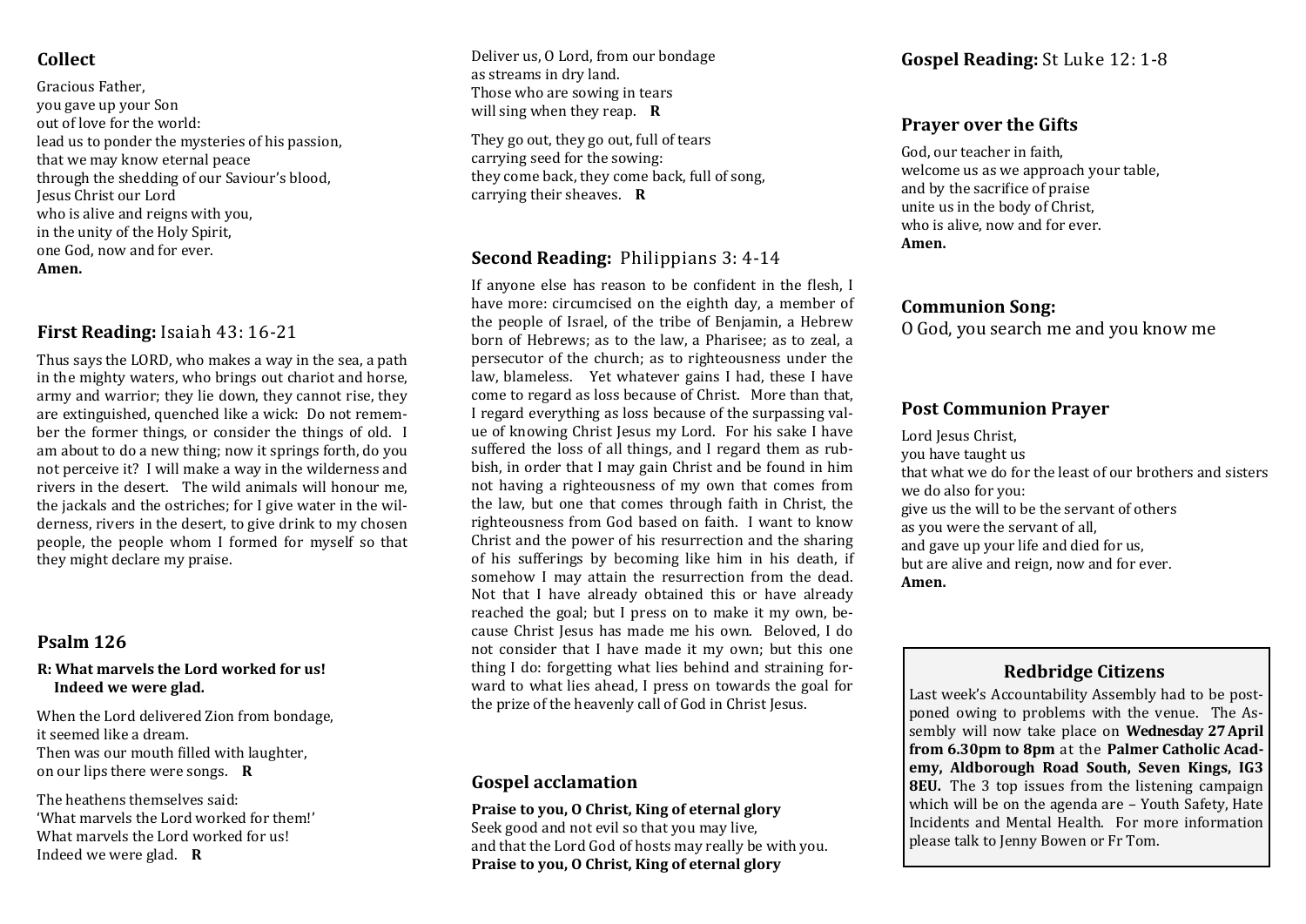## Collect

Gracious Father,
you gave up your Son
out of love for the world:
lead us to ponder the mysteries of his passion,
that we may know eternal peace
through the shedding of our Saviour's blood,
Jesus Christ our Lord
who is alive and reigns with you,
in the unity of the Holy Spirit,
one God, now and for ever.
**Amen.**

## First Reading: Isaiah 43: 16-21

Thus says the LORD, who makes a way in the sea, a path in the mighty waters, who brings out chariot and horse, army and warrior; they lie down, they cannot rise, they are extinguished, quenched like a wick: Do not remember the former things, or consider the things of old. I am about to do a new thing; now it springs forth, do you not perceive it? I will make a way in the wilderness and rivers in the desert. The wild animals will honour me, the jackals and the ostriches; for I give water in the wilderness, rivers in the desert, to give drink to my chosen people, the people whom I formed for myself so that they might declare my praise.

## Psalm 126

**R: What marvels the Lord worked for us!**
**Indeed we were glad.**

When the Lord delivered Zion from bondage,
it seemed like a dream.
Then was our mouth filled with laughter,
on our lips there were songs. **R**

The heathens themselves said:
'What marvels the Lord worked for them!'
What marvels the Lord worked for us!
Indeed we were glad. **R**

Deliver us, O Lord, from our bondage
as streams in dry land.
Those who are sowing in tears
will sing when they reap. **R**

They go out, they go out, full of tears
carrying seed for the sowing:
they come back, they come back, full of song,
carrying their sheaves. **R**

## Second Reading: Philippians 3: 4-14

If anyone else has reason to be confident in the flesh, I have more: circumcised on the eighth day, a member of the people of Israel, of the tribe of Benjamin, a Hebrew born of Hebrews; as to the law, a Pharisee; as to zeal, a persecutor of the church; as to righteousness under the law, blameless. Yet whatever gains I had, these I have come to regard as loss because of Christ. More than that, I regard everything as loss because of the surpassing value of knowing Christ Jesus my Lord. For his sake I have suffered the loss of all things, and I regard them as rubbish, in order that I may gain Christ and be found in him not having a righteousness of my own that comes from the law, but one that comes through faith in Christ, the righteousness from God based on faith. I want to know Christ and the power of his resurrection and the sharing of his sufferings by becoming like him in his death, if somehow I may attain the resurrection from the dead. Not that I have already obtained this or have already reached the goal; but I press on to make it my own, because Christ Jesus has made me his own. Beloved, I do not consider that I have made it my own; but this one thing I do: forgetting what lies behind and straining forward to what lies ahead, I press on towards the goal for the prize of the heavenly call of God in Christ Jesus.

## Gospel acclamation

**Praise to you, O Christ, King of eternal glory**
Seek good and not evil so that you may live,
and that the Lord God of hosts may really be with you.
**Praise to you, O Christ, King of eternal glory**

## Gospel Reading: St Luke 12: 1-8

## Prayer over the Gifts

God, our teacher in faith,
welcome us as we approach your table,
and by the sacrifice of praise
unite us in the body of Christ,
who is alive, now and for ever.
**Amen.**

## Communion Song:

O God, you search me and you know me

## Post Communion Prayer

Lord Jesus Christ,
you have taught us
that what we do for the least of our brothers and sisters
we do also for you:
give us the will to be the servant of others
as you were the servant of all,
and gave up your life and died for us,
but are alive and reign, now and for ever.
**Amen.**

## Redbridge Citizens

Last week's Accountability Assembly had to be postponed owing to problems with the venue. The Assembly will now take place on **Wednesday 27 April from 6.30pm to 8pm** at the **Palmer Catholic Academy, Aldborough Road South, Seven Kings, IG3 8EU.** The 3 top issues from the listening campaign which will be on the agenda are – Youth Safety, Hate Incidents and Mental Health. For more information please talk to Jenny Bowen or Fr Tom.